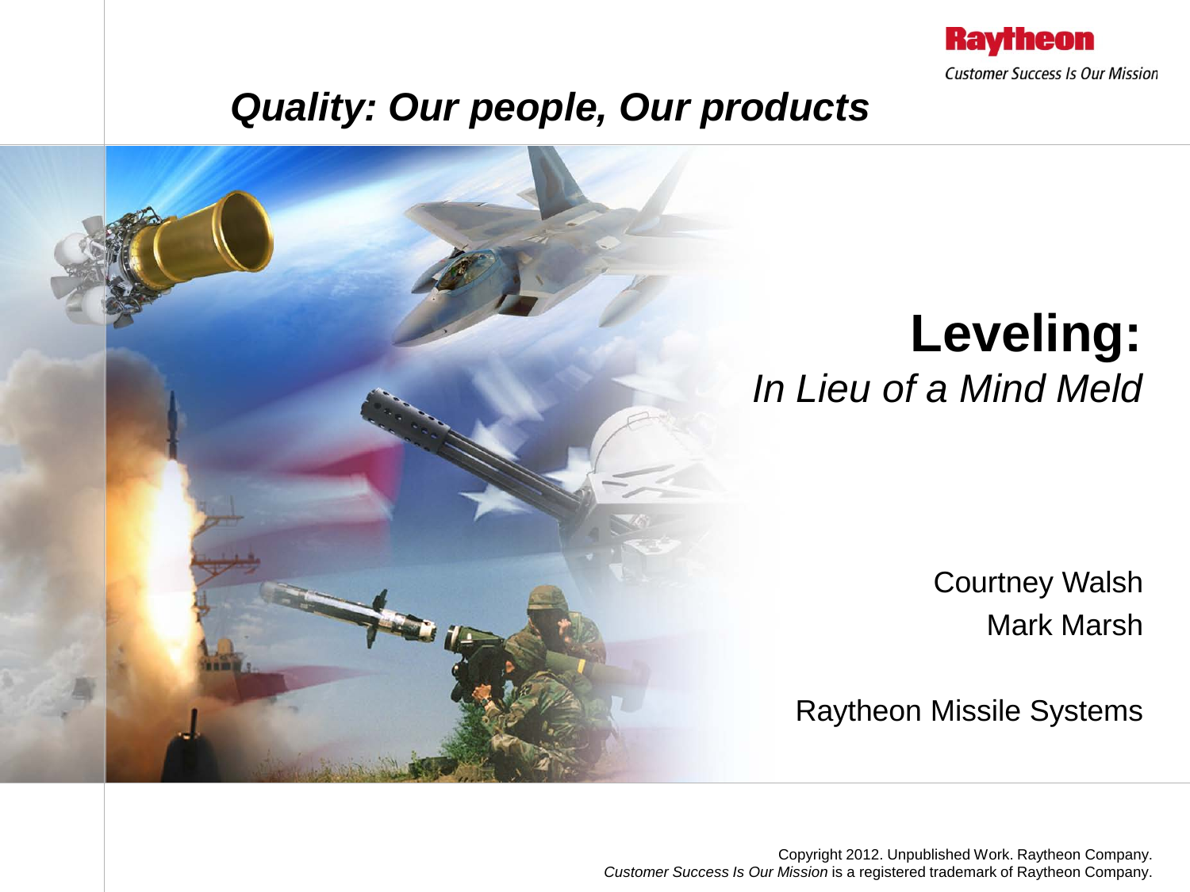Raytheon

Customer Success Is Our Mission

## *Quality: Our people, Our products*

# Leveling:

*In Lieu of a Mind Meld*

Courtney Walsh

Mark Marsh

Raytheon Missile Systems

Copyright 2012. Unpublished Work. Raytheon Company.
*Customer Success Is Our Mission* is a registered trademark of Raytheon Company.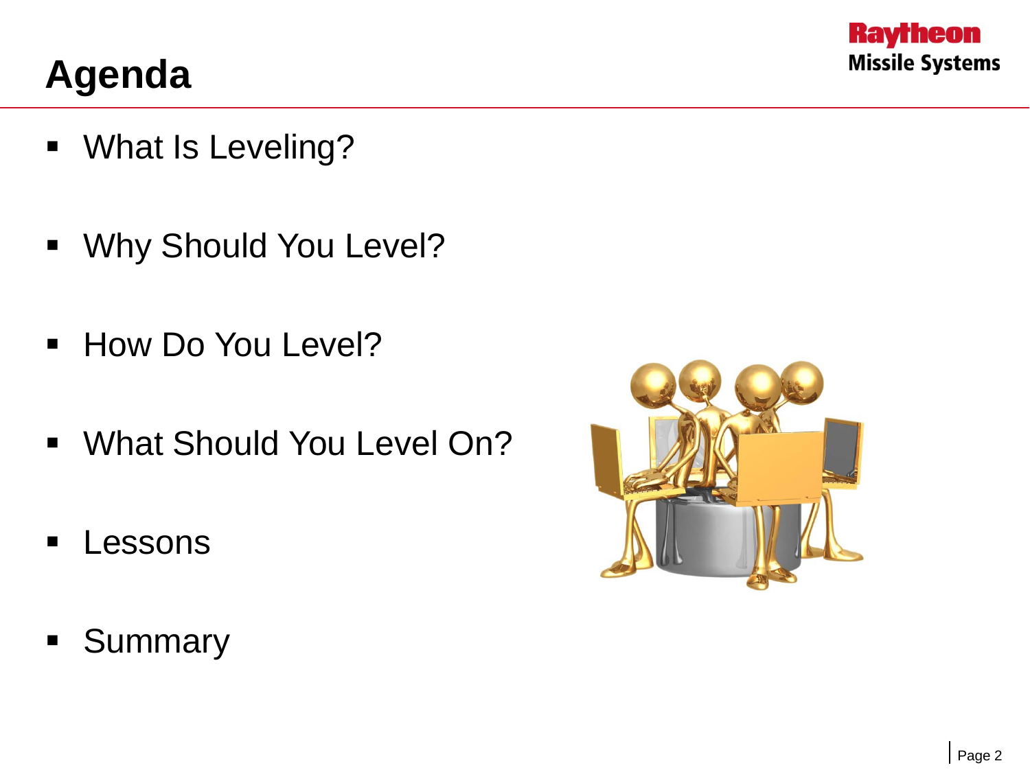# Agenda

- What Is Leveling?
- Why Should You Level?
- How Do You Level?
- What Should You Level On?
- Lessons
- Summary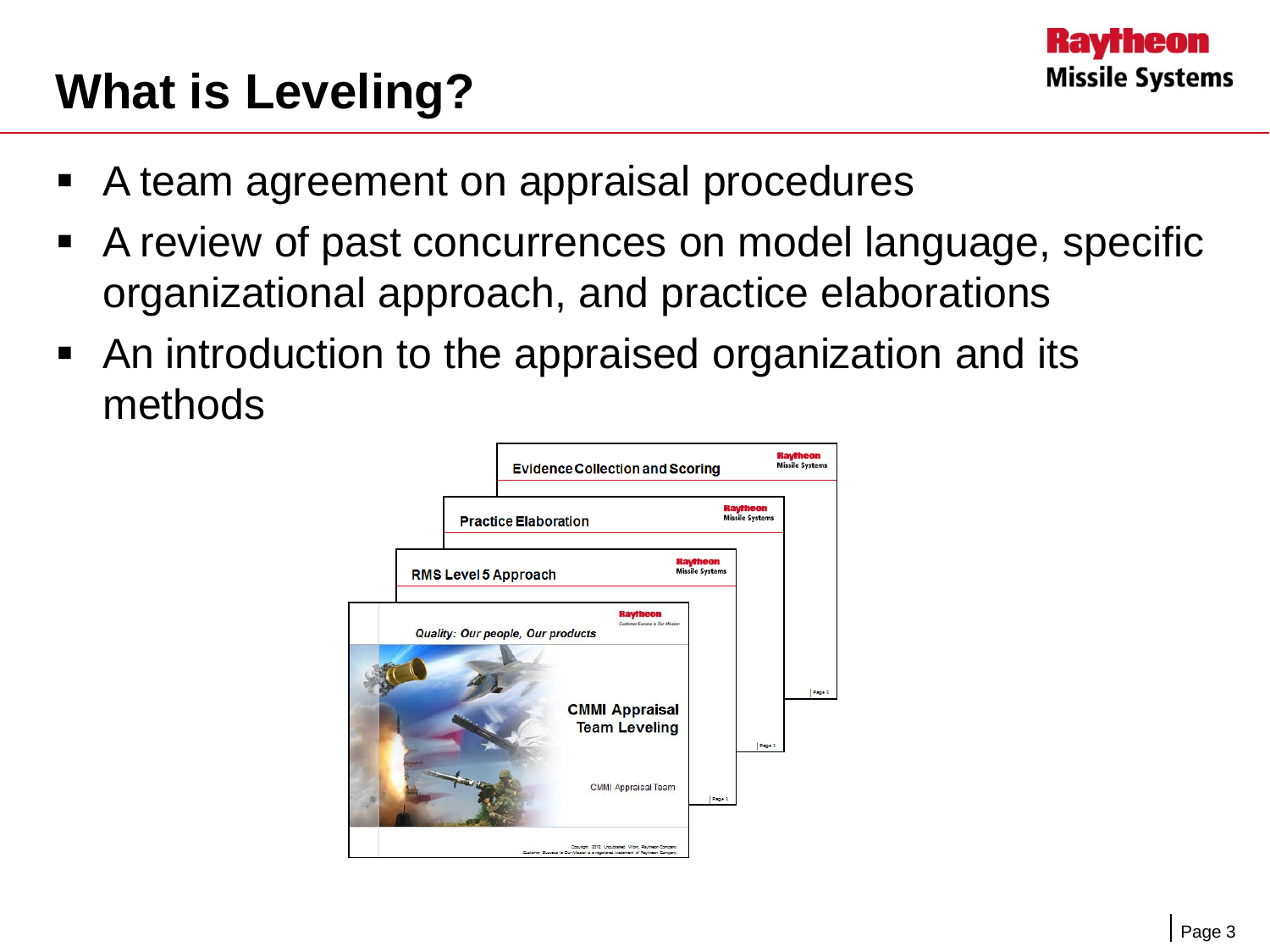# What is Leveling?

- A team agreement on appraisal procedures
- A review of past concurrences on model language, specific organizational approach, and practice elaborations
- An introduction to the appraised organization and its methods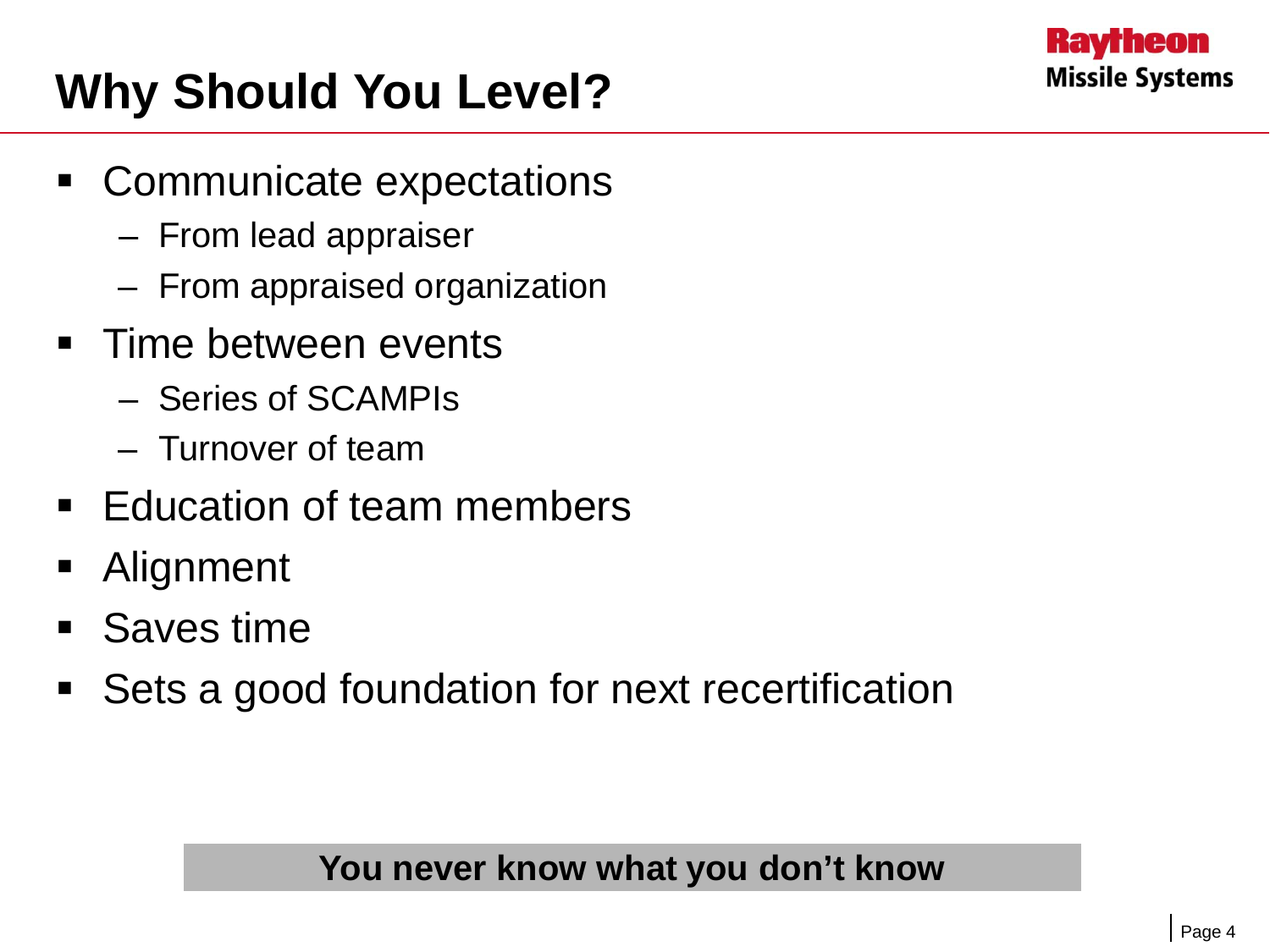# Why Should You Level?

- Communicate expectations
  - From lead appraiser
  - From appraised organization
- Time between events
  - Series of SCAMPIs
  - Turnover of team
- Education of team members
- Alignment
- Saves time
- Sets a good foundation for next recertification

**You never know what you don't know**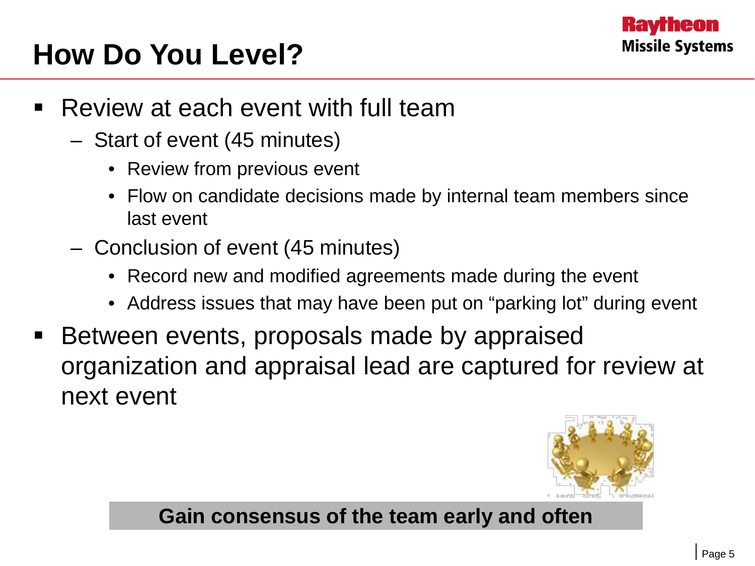# How Do You Level?

- Review at each event with full team
  - Start of event (45 minutes)
    - Review from previous event
    - Flow on candidate decisions made by internal team members since last event
  - Conclusion of event (45 minutes)
    - Record new and modified agreements made during the event
    - Address issues that may have been put on "parking lot" during event
- Between events, proposals made by appraised organization and appraisal lead are captured for review at next event

**Gain consensus of the team early and often**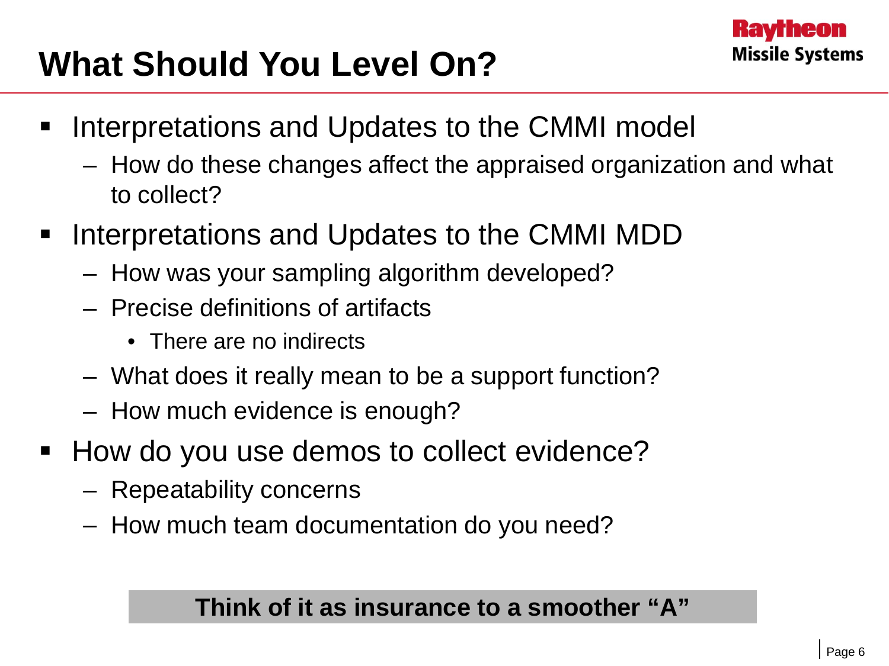# What Should You Level On?

- Interpretations and Updates to the CMMI model
  - How do these changes affect the appraised organization and what to collect?
- Interpretations and Updates to the CMMI MDD
  - How was your sampling algorithm developed?
  - Precise definitions of artifacts
    - There are no indirects
  - What does it really mean to be a support function?
  - How much evidence is enough?
- How do you use demos to collect evidence?
  - Repeatability concerns
  - How much team documentation do you need?

**Think of it as insurance to a smoother "A"**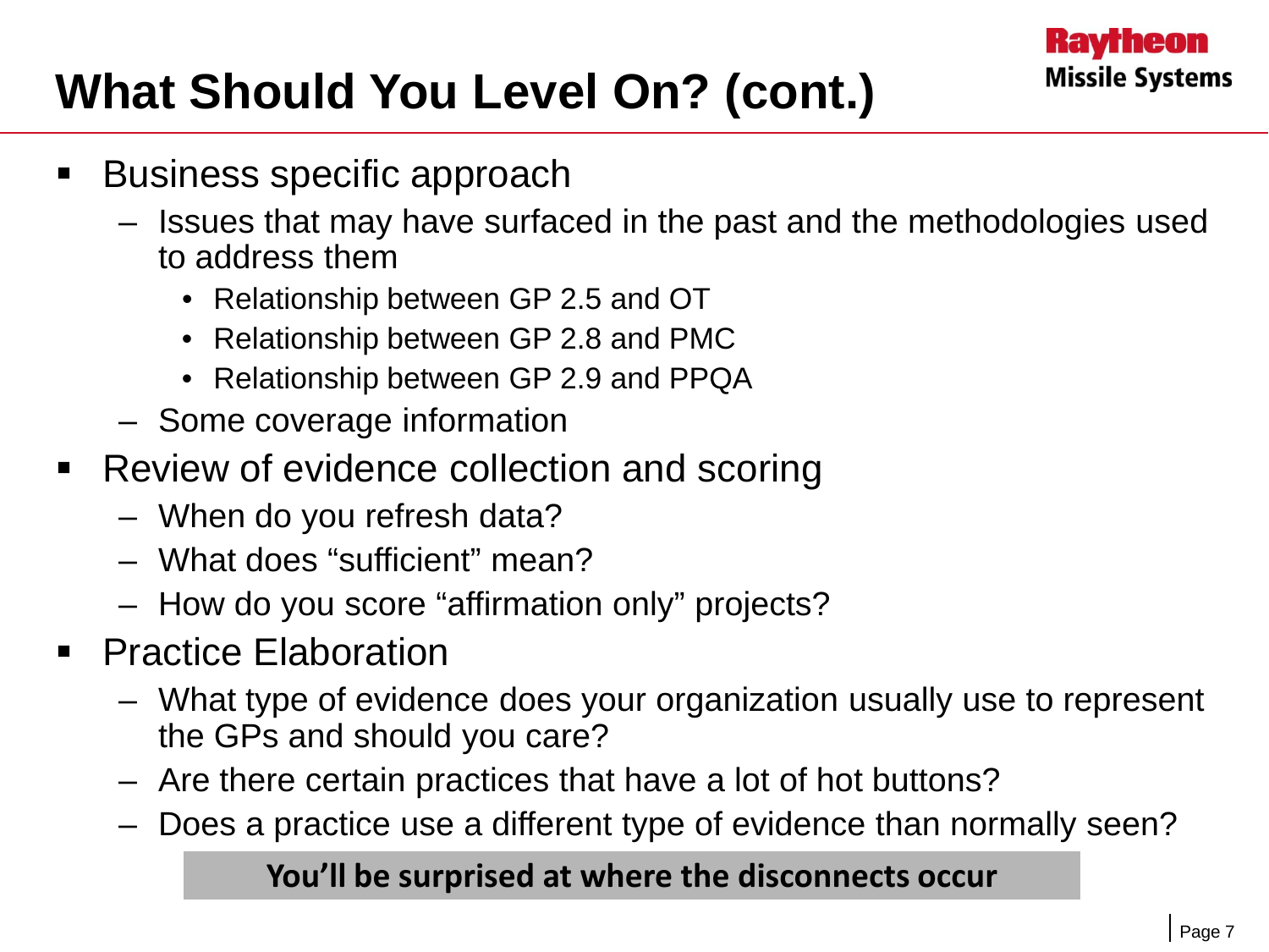# What Should You Level On? (cont.)

Raytheon Missile Systems

- Business specific approach
  - Issues that may have surfaced in the past and the methodologies used to address them
    - Relationship between GP 2.5 and OT
    - Relationship between GP 2.8 and PMC
    - Relationship between GP 2.9 and PPQA
  - Some coverage information
- Review of evidence collection and scoring
  - When do you refresh data?
  - What does “sufficient” mean?
  - How do you score “affirmation only” projects?
- Practice Elaboration
  - What type of evidence does your organization usually use to represent the GPs and should you care?
  - Are there certain practices that have a lot of hot buttons?
  - Does a practice use a different type of evidence than normally seen?

**You’ll be surprised at where the disconnects occur**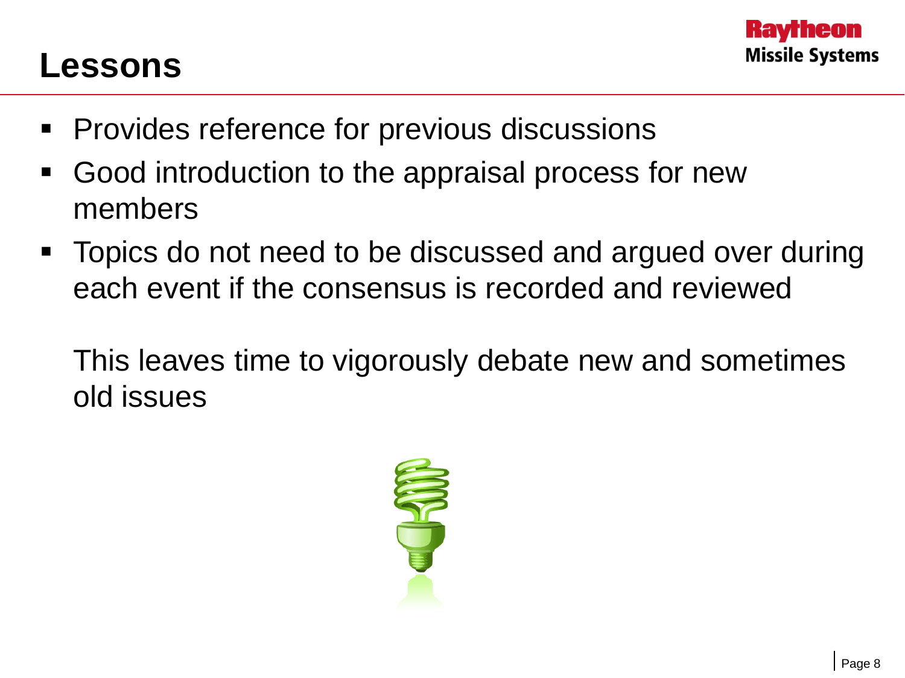# Lessons

- Provides reference for previous discussions
- Good introduction to the appraisal process for new members
- Topics do not need to be discussed and argued over during each event if the consensus is recorded and reviewed

  This leaves time to vigorously debate new and sometimes old issues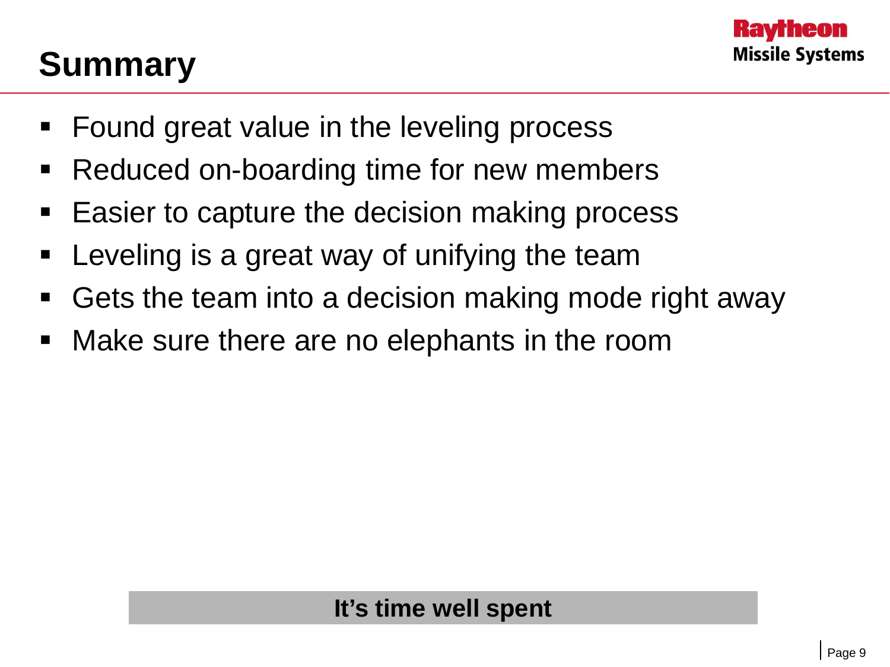# Summary

- Found great value in the leveling process
- Reduced on-boarding time for new members
- Easier to capture the decision making process
- Leveling is a great way of unifying the team
- Gets the team into a decision making mode right away
- Make sure there are no elephants in the room

**It's time well spent**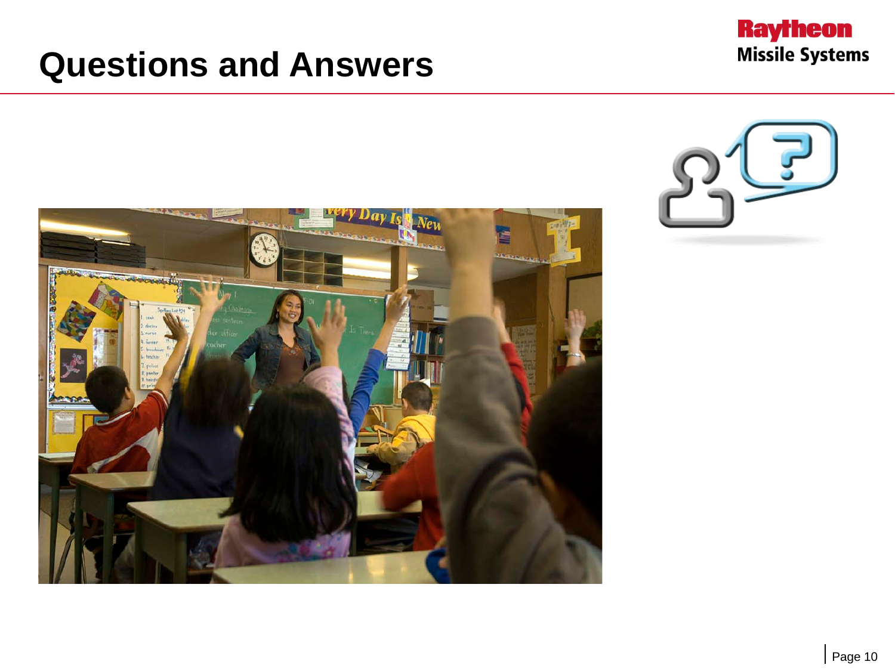# Questions and Answers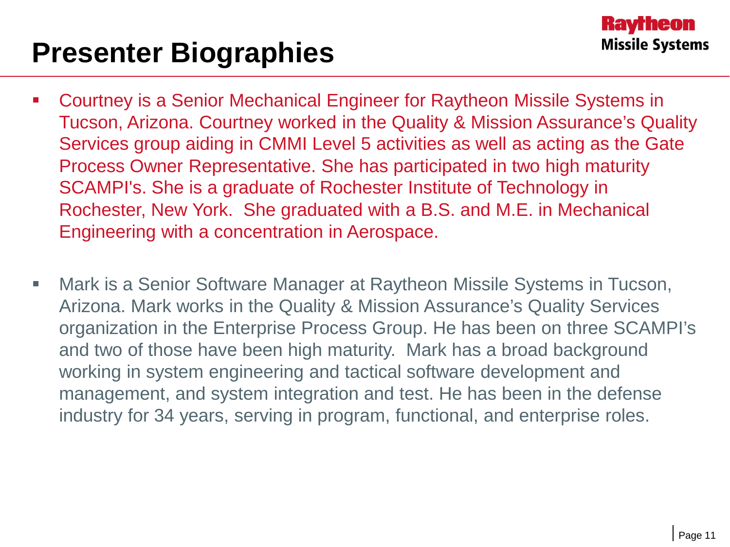# Presenter Biographies

- Courtney is a Senior Mechanical Engineer for Raytheon Missile Systems in Tucson, Arizona. Courtney worked in the Quality & Mission Assurance's Quality Services group aiding in CMMI Level 5 activities as well as acting as the Gate Process Owner Representative. She has participated in two high maturity SCAMPI's. She is a graduate of Rochester Institute of Technology in Rochester, New York. She graduated with a B.S. and M.E. in Mechanical Engineering with a concentration in Aerospace.

- Mark is a Senior Software Manager at Raytheon Missile Systems in Tucson, Arizona. Mark works in the Quality & Mission Assurance's Quality Services organization in the Enterprise Process Group. He has been on three SCAMPI's and two of those have been high maturity. Mark has a broad background working in system engineering and tactical software development and management, and system integration and test. He has been in the defense industry for 34 years, serving in program, functional, and enterprise roles.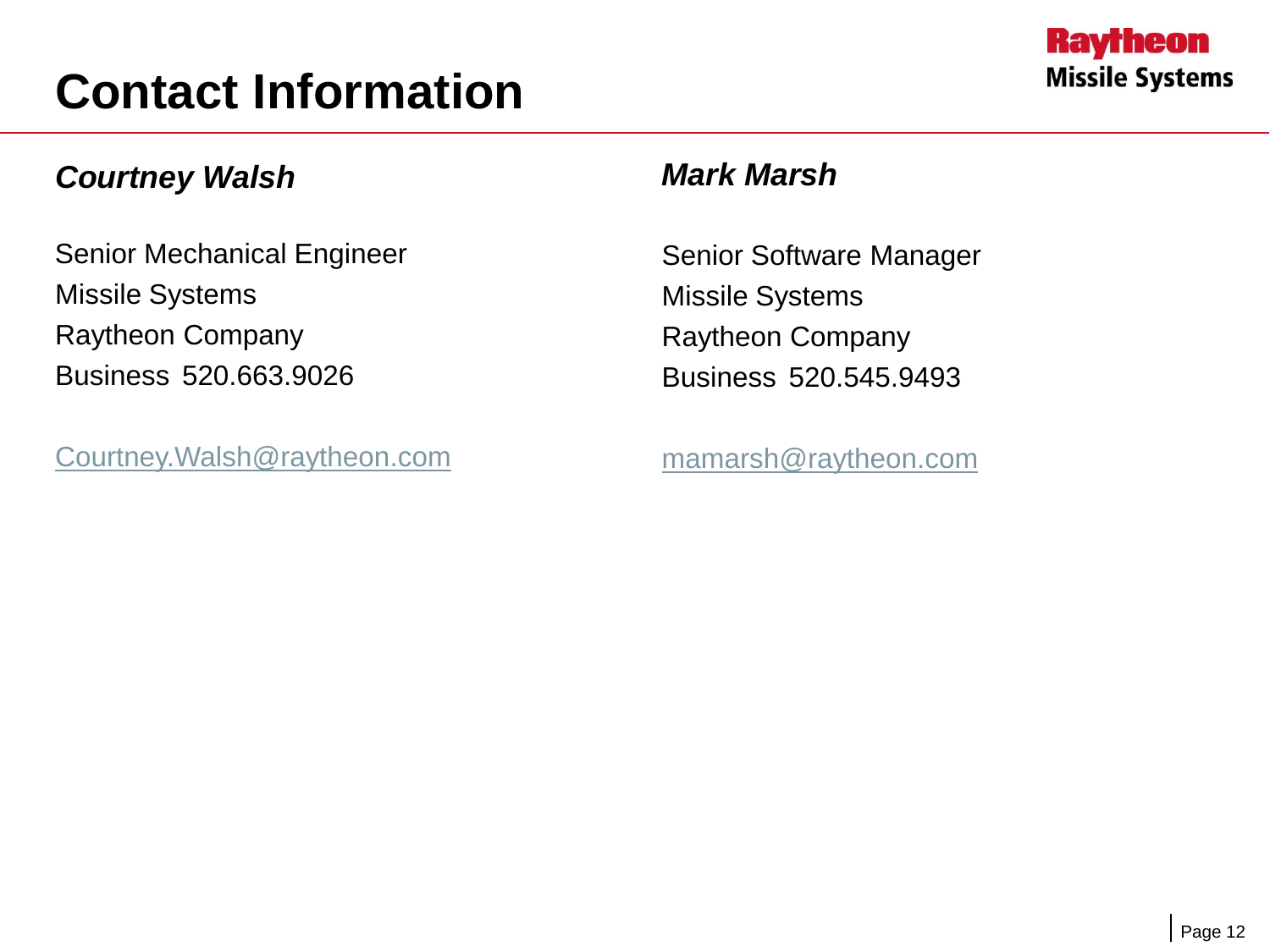# Contact Information

Raytheon
Missile Systems

***Courtney Walsh***

Senior Mechanical Engineer
Missile Systems
Raytheon Company
Business 520.663.9026

Courtney.Walsh@raytheon.com

***Mark Marsh***

Senior Software Manager
Missile Systems
Raytheon Company
Business 520.545.9493

mamarsh@raytheon.com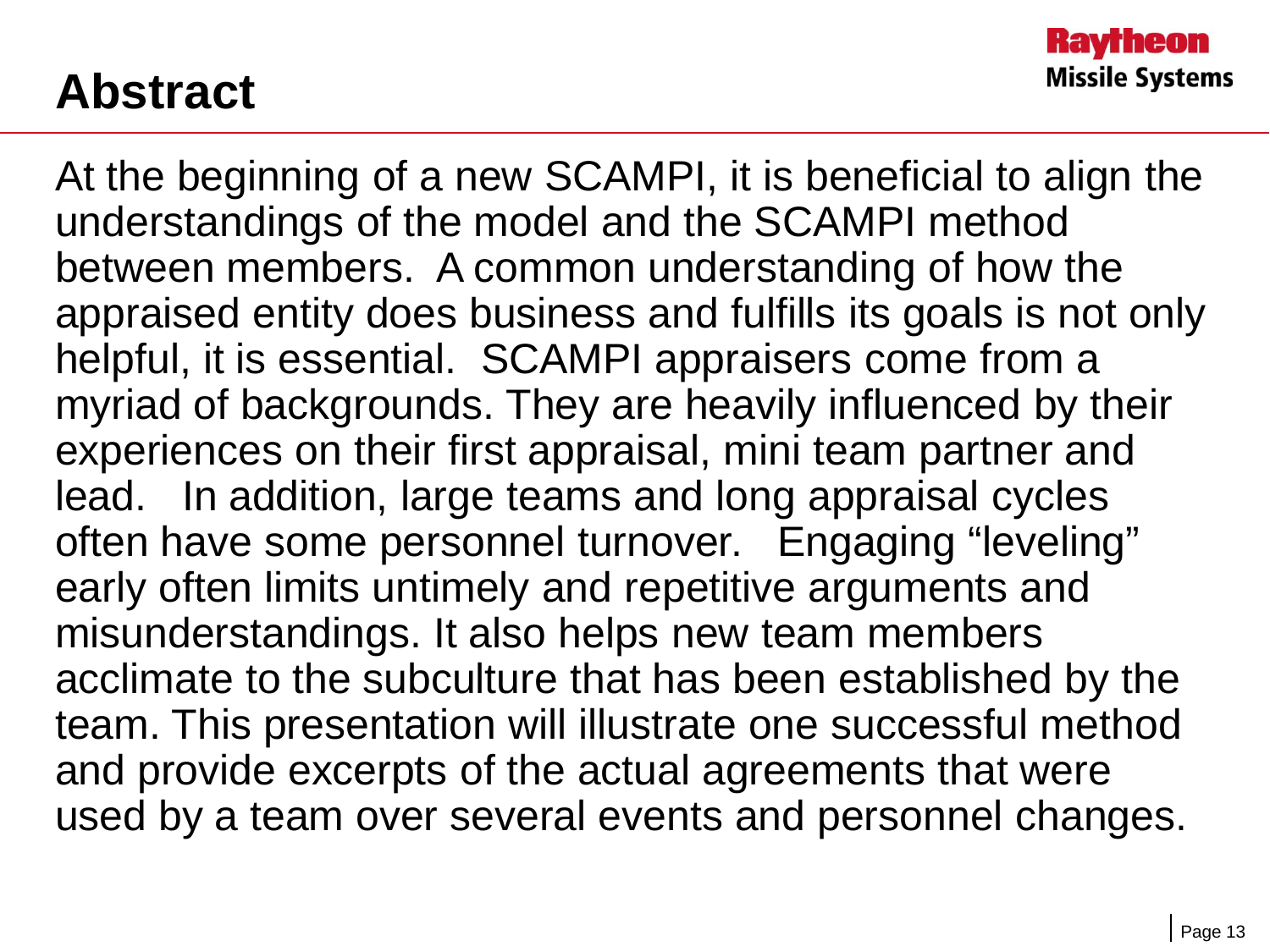# Abstract

At the beginning of a new SCAMPI, it is beneficial to align the understandings of the model and the SCAMPI method between members. A common understanding of how the appraised entity does business and fulfills its goals is not only helpful, it is essential. SCAMPI appraisers come from a myriad of backgrounds. They are heavily influenced by their experiences on their first appraisal, mini team partner and lead. In addition, large teams and long appraisal cycles often have some personnel turnover. Engaging "leveling" early often limits untimely and repetitive arguments and misunderstandings. It also helps new team members acclimate to the subculture that has been established by the team. This presentation will illustrate one successful method and provide excerpts of the actual agreements that were used by a team over several events and personnel changes.